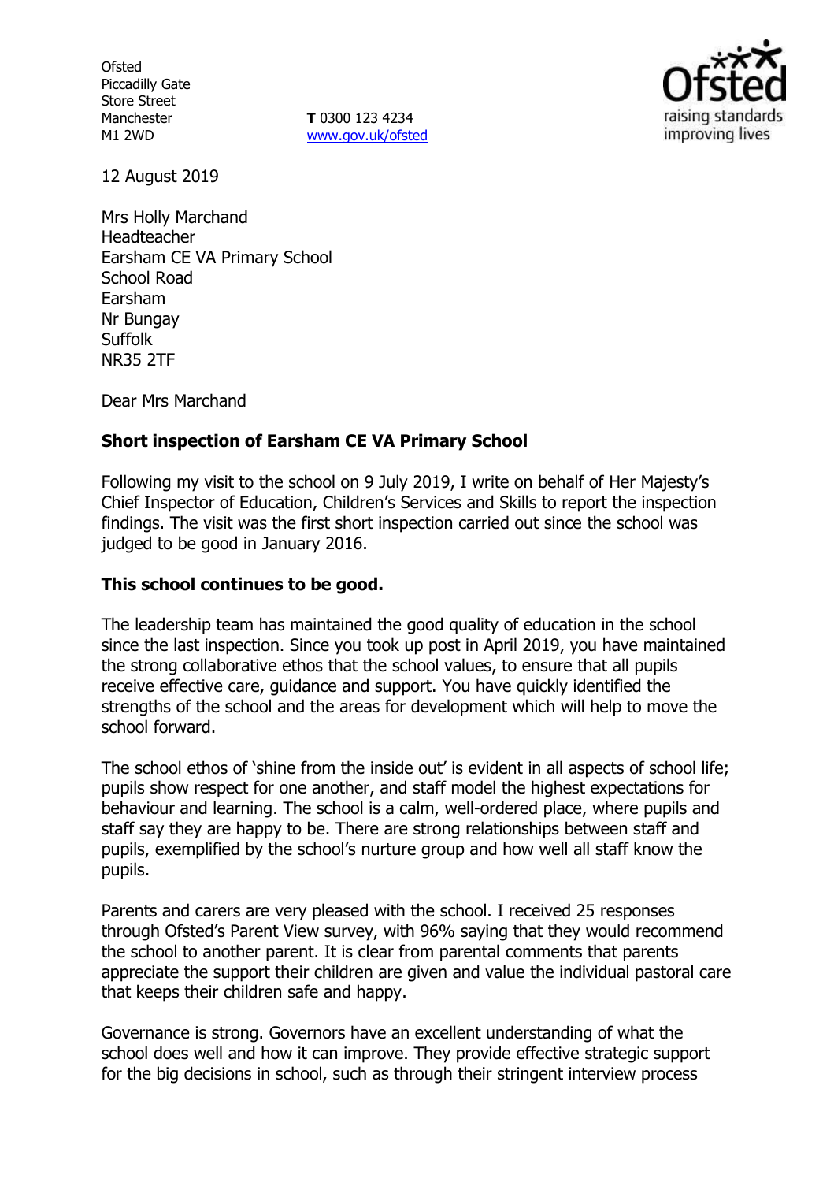Ofsted
Piccadilly Gate
Store Street
Manchester
M1 2WD

**T** 0300 123 4234
www.gov.uk/ofsted

12 August 2019

Mrs Holly Marchand
Headteacher
Earsham CE VA Primary School
School Road
Earsham
Nr Bungay
Suffolk
NR35 2TF

Dear Mrs Marchand

**Short inspection of Earsham CE VA Primary School**

Following my visit to the school on 9 July 2019, I write on behalf of Her Majesty's Chief Inspector of Education, Children's Services and Skills to report the inspection findings. The visit was the first short inspection carried out since the school was judged to be good in January 2016.

**This school continues to be good.**

The leadership team has maintained the good quality of education in the school since the last inspection. Since you took up post in April 2019, you have maintained the strong collaborative ethos that the school values, to ensure that all pupils receive effective care, guidance and support. You have quickly identified the strengths of the school and the areas for development which will help to move the school forward.

The school ethos of 'shine from the inside out' is evident in all aspects of school life; pupils show respect for one another, and staff model the highest expectations for behaviour and learning. The school is a calm, well-ordered place, where pupils and staff say they are happy to be. There are strong relationships between staff and pupils, exemplified by the school's nurture group and how well all staff know the pupils.

Parents and carers are very pleased with the school. I received 25 responses through Ofsted's Parent View survey, with 96% saying that they would recommend the school to another parent. It is clear from parental comments that parents appreciate the support their children are given and value the individual pastoral care that keeps their children safe and happy.

Governance is strong. Governors have an excellent understanding of what the school does well and how it can improve. They provide effective strategic support for the big decisions in school, such as through their stringent interview process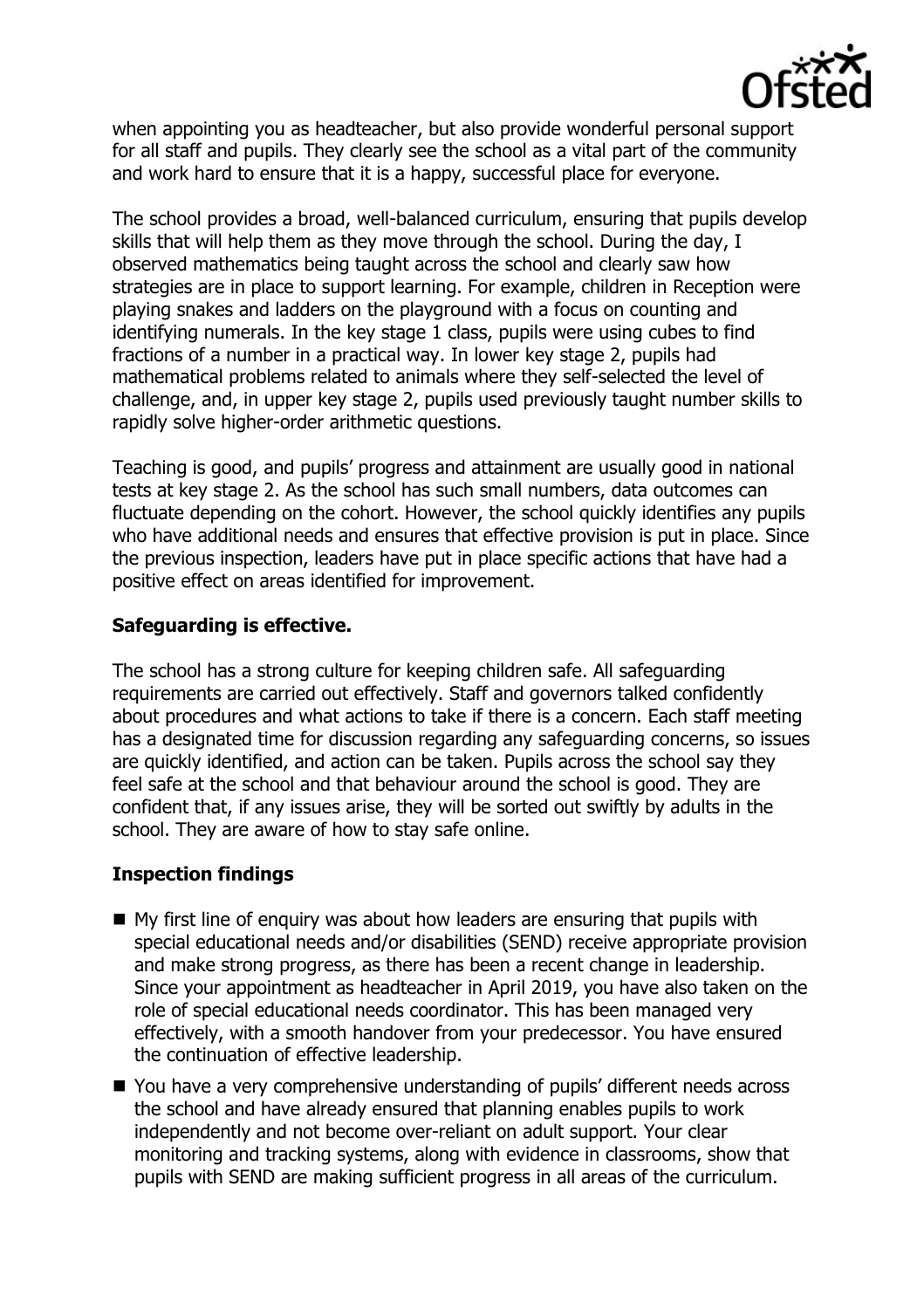when appointing you as headteacher, but also provide wonderful personal support for all staff and pupils. They clearly see the school as a vital part of the community and work hard to ensure that it is a happy, successful place for everyone.

The school provides a broad, well-balanced curriculum, ensuring that pupils develop skills that will help them as they move through the school. During the day, I observed mathematics being taught across the school and clearly saw how strategies are in place to support learning. For example, children in Reception were playing snakes and ladders on the playground with a focus on counting and identifying numerals. In the key stage 1 class, pupils were using cubes to find fractions of a number in a practical way. In lower key stage 2, pupils had mathematical problems related to animals where they self-selected the level of challenge, and, in upper key stage 2, pupils used previously taught number skills to rapidly solve higher-order arithmetic questions.

Teaching is good, and pupils' progress and attainment are usually good in national tests at key stage 2. As the school has such small numbers, data outcomes can fluctuate depending on the cohort. However, the school quickly identifies any pupils who have additional needs and ensures that effective provision is put in place. Since the previous inspection, leaders have put in place specific actions that have had a positive effect on areas identified for improvement.

## Safeguarding is effective.

The school has a strong culture for keeping children safe. All safeguarding requirements are carried out effectively. Staff and governors talked confidently about procedures and what actions to take if there is a concern. Each staff meeting has a designated time for discussion regarding any safeguarding concerns, so issues are quickly identified, and action can be taken. Pupils across the school say they feel safe at the school and that behaviour around the school is good. They are confident that, if any issues arise, they will be sorted out swiftly by adults in the school. They are aware of how to stay safe online.

## Inspection findings

- My first line of enquiry was about how leaders are ensuring that pupils with special educational needs and/or disabilities (SEND) receive appropriate provision and make strong progress, as there has been a recent change in leadership. Since your appointment as headteacher in April 2019, you have also taken on the role of special educational needs coordinator. This has been managed very effectively, with a smooth handover from your predecessor. You have ensured the continuation of effective leadership.
- You have a very comprehensive understanding of pupils' different needs across the school and have already ensured that planning enables pupils to work independently and not become over-reliant on adult support. Your clear monitoring and tracking systems, along with evidence in classrooms, show that pupils with SEND are making sufficient progress in all areas of the curriculum.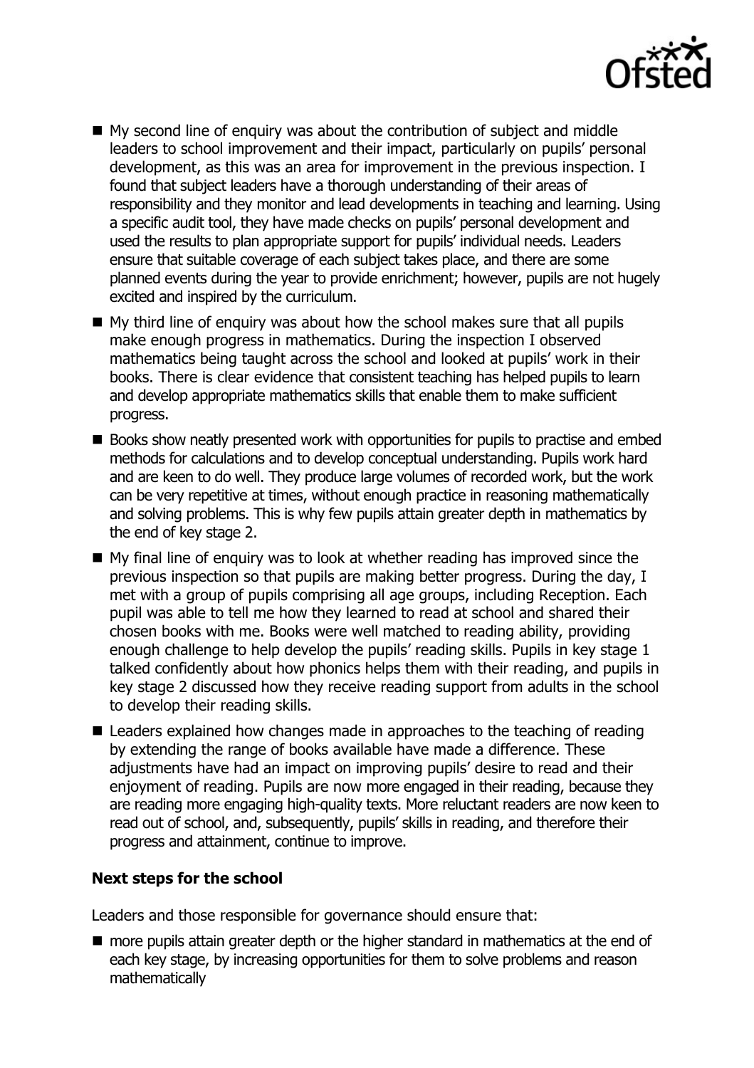- My second line of enquiry was about the contribution of subject and middle leaders to school improvement and their impact, particularly on pupils' personal development, as this was an area for improvement in the previous inspection. I found that subject leaders have a thorough understanding of their areas of responsibility and they monitor and lead developments in teaching and learning. Using a specific audit tool, they have made checks on pupils' personal development and used the results to plan appropriate support for pupils' individual needs. Leaders ensure that suitable coverage of each subject takes place, and there are some planned events during the year to provide enrichment; however, pupils are not hugely excited and inspired by the curriculum.
- My third line of enquiry was about how the school makes sure that all pupils make enough progress in mathematics. During the inspection I observed mathematics being taught across the school and looked at pupils' work in their books. There is clear evidence that consistent teaching has helped pupils to learn and develop appropriate mathematics skills that enable them to make sufficient progress.
- Books show neatly presented work with opportunities for pupils to practise and embed methods for calculations and to develop conceptual understanding. Pupils work hard and are keen to do well. They produce large volumes of recorded work, but the work can be very repetitive at times, without enough practice in reasoning mathematically and solving problems. This is why few pupils attain greater depth in mathematics by the end of key stage 2.
- My final line of enquiry was to look at whether reading has improved since the previous inspection so that pupils are making better progress. During the day, I met with a group of pupils comprising all age groups, including Reception. Each pupil was able to tell me how they learned to read at school and shared their chosen books with me. Books were well matched to reading ability, providing enough challenge to help develop the pupils' reading skills. Pupils in key stage 1 talked confidently about how phonics helps them with their reading, and pupils in key stage 2 discussed how they receive reading support from adults in the school to develop their reading skills.
- Leaders explained how changes made in approaches to the teaching of reading by extending the range of books available have made a difference. These adjustments have had an impact on improving pupils' desire to read and their enjoyment of reading. Pupils are now more engaged in their reading, because they are reading more engaging high-quality texts. More reluctant readers are now keen to read out of school, and, subsequently, pupils' skills in reading, and therefore their progress and attainment, continue to improve.

### Next steps for the school

Leaders and those responsible for governance should ensure that:

- more pupils attain greater depth or the higher standard in mathematics at the end of each key stage, by increasing opportunities for them to solve problems and reason mathematically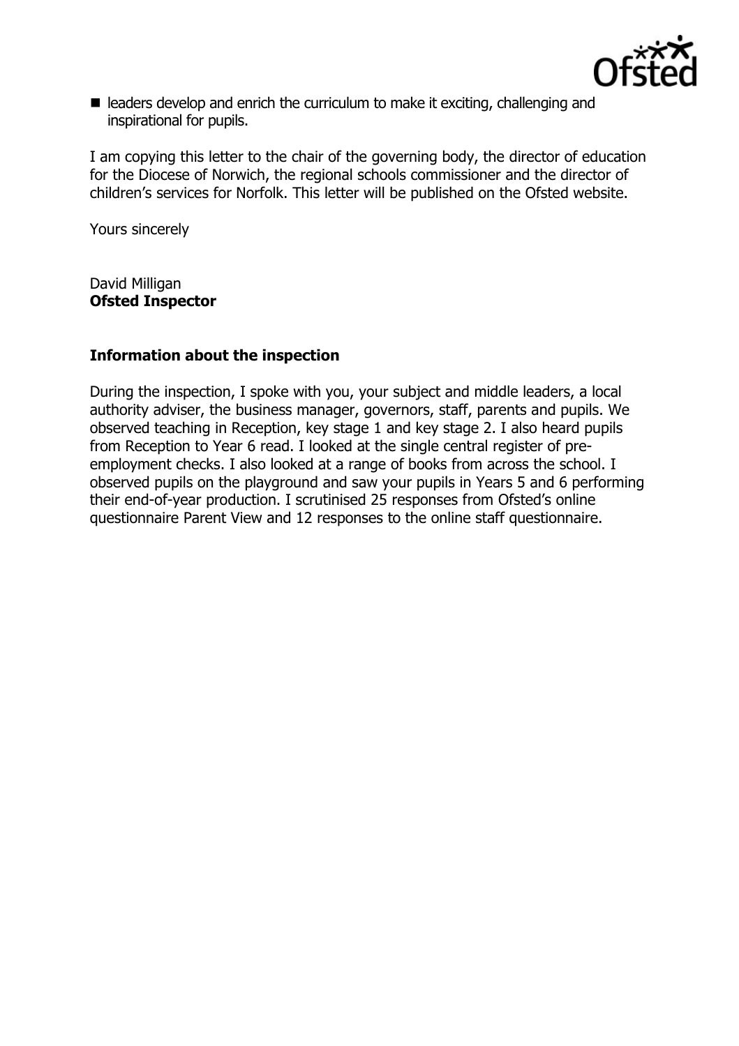- leaders develop and enrich the curriculum to make it exciting, challenging and inspirational for pupils.

I am copying this letter to the chair of the governing body, the director of education for the Diocese of Norwich, the regional schools commissioner and the director of children's services for Norfolk. This letter will be published on the Ofsted website.

Yours sincerely

David Milligan
**Ofsted Inspector**

## Information about the inspection

During the inspection, I spoke with you, your subject and middle leaders, a local authority adviser, the business manager, governors, staff, parents and pupils. We observed teaching in Reception, key stage 1 and key stage 2. I also heard pupils from Reception to Year 6 read. I looked at the single central register of pre-employment checks. I also looked at a range of books from across the school. I observed pupils on the playground and saw your pupils in Years 5 and 6 performing their end-of-year production. I scrutinised 25 responses from Ofsted's online questionnaire Parent View and 12 responses to the online staff questionnaire.